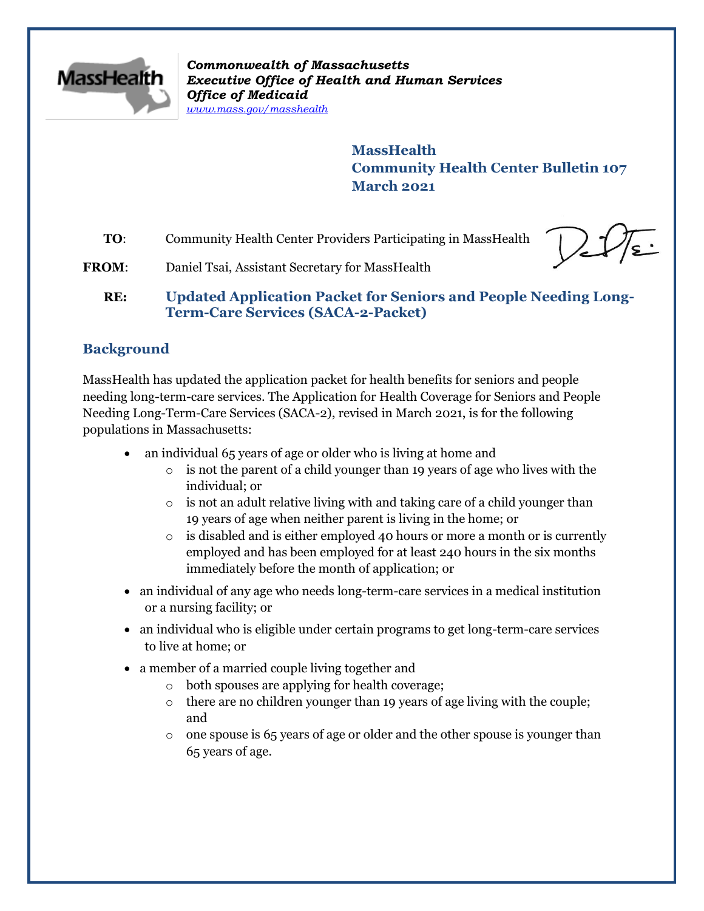*Commonwealth of Massachusetts*
***Executive Office of Health and Human Services***
***Office of Medicaid***
*www.mass.gov/masshealth*

**MassHealth**
**Community Health Center Bulletin 107**
**March 2021**

**TO**: Community Health Center Providers Participating in MassHealth

**FROM**: Daniel Tsai, Assistant Secretary for MassHealth

**RE**: **Updated Application Packet for Seniors and People Needing Long-Term-Care Services (SACA-2-Packet)**

## Background

MassHealth has updated the application packet for health benefits for seniors and people needing long-term-care services. The Application for Health Coverage for Seniors and People Needing Long-Term-Care Services (SACA-2), revised in March 2021, is for the following populations in Massachusetts:

- an individual 65 years of age or older who is living at home and
  - is not the parent of a child younger than 19 years of age who lives with the individual; or
  - is not an adult relative living with and taking care of a child younger than 19 years of age when neither parent is living in the home; or
  - is disabled and is either employed 40 hours or more a month or is currently employed and has been employed for at least 240 hours in the six months immediately before the month of application; or
- an individual of any age who needs long-term-care services in a medical institution or a nursing facility; or
- an individual who is eligible under certain programs to get long-term-care services to live at home; or
- a member of a married couple living together and
  - both spouses are applying for health coverage;
  - there are no children younger than 19 years of age living with the couple; and
  - one spouse is 65 years of age or older and the other spouse is younger than 65 years of age.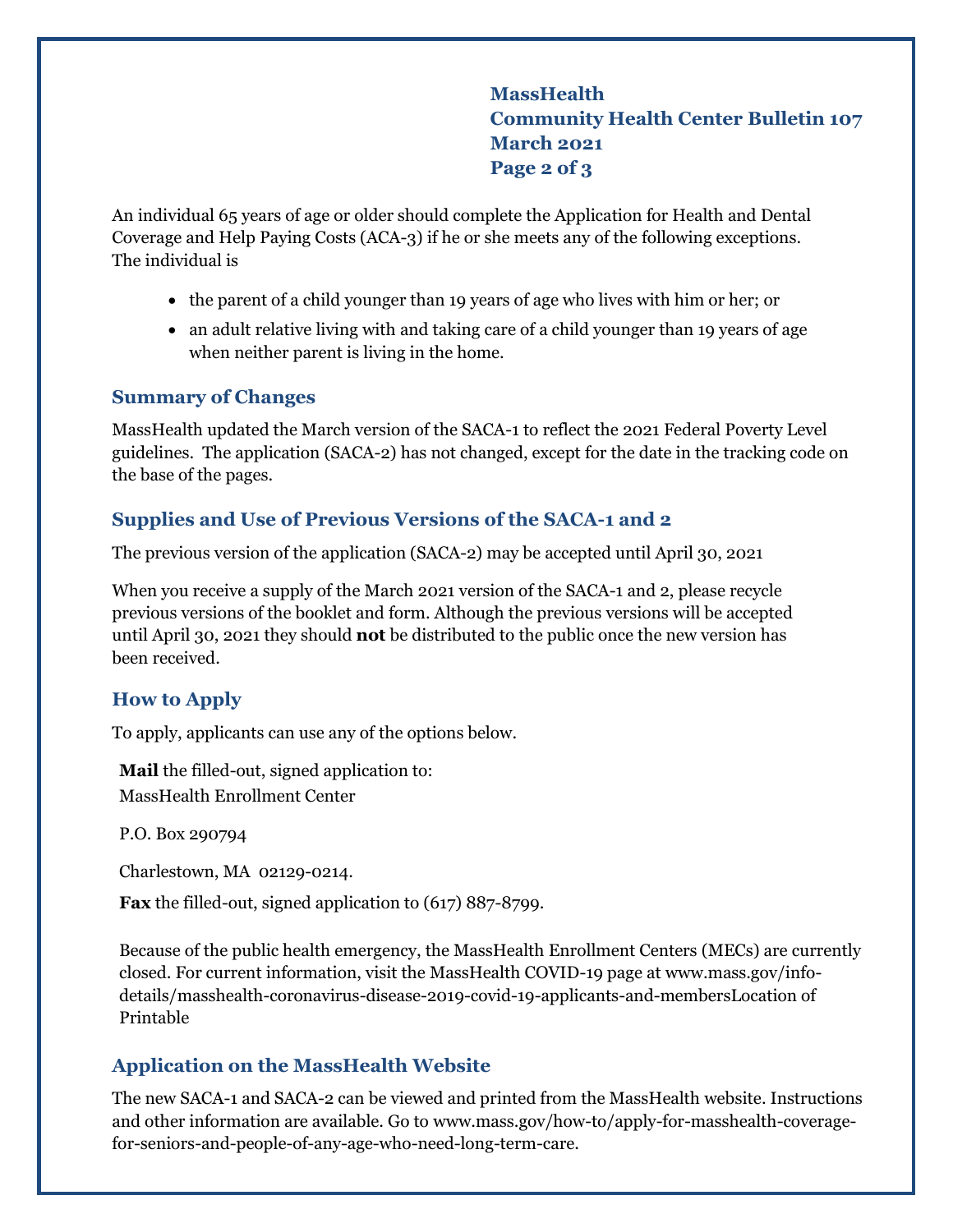An individual 65 years of age or older should complete the Application for Health and Dental Coverage and Help Paying Costs (ACA-3) if he or she meets any of the following exceptions. The individual is

- the parent of a child younger than 19 years of age who lives with him or her; or
- an adult relative living with and taking care of a child younger than 19 years of age when neither parent is living in the home.

## Summary of Changes

MassHealth updated the March version of the SACA-1 to reflect the 2021 Federal Poverty Level guidelines. The application (SACA-2) has not changed, except for the date in the tracking code on the base of the pages.

## Supplies and Use of Previous Versions of the SACA-1 and 2

The previous version of the application (SACA-2) may be accepted until April 30, 2021

When you receive a supply of the March 2021 version of the SACA-1 and 2, please recycle previous versions of the booklet and form. Although the previous versions will be accepted until April 30, 2021 they should **not** be distributed to the public once the new version has been received.

## How to Apply

To apply, applicants can use any of the options below.

**Mail** the filled-out, signed application to:
MassHealth Enrollment Center

P.O. Box 290794

Charlestown, MA 02129-0214.

**Fax** the filled-out, signed application to (617) 887-8799.

Because of the public health emergency, the MassHealth Enrollment Centers (MECs) are currently closed. For current information, visit the MassHealth COVID-19 page at www.mass.gov/info-details/masshealth-coronavirus-disease-2019-covid-19-applicants-and-membersLocation of Printable

## Application on the MassHealth Website

The new SACA-1 and SACA-2 can be viewed and printed from the MassHealth website. Instructions and other information are available. Go to www.mass.gov/how-to/apply-for-masshealth-coverage-for-seniors-and-people-of-any-age-who-need-long-term-care.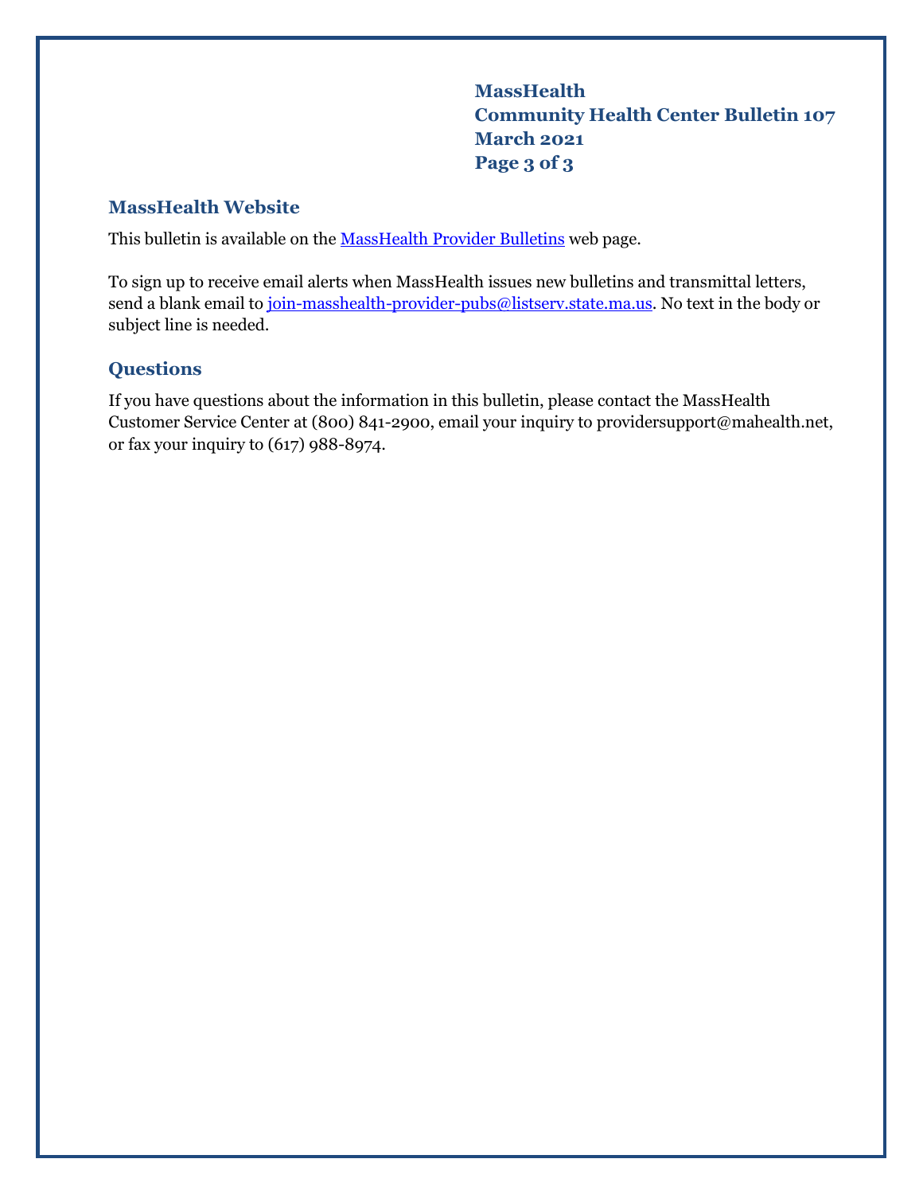## MassHealth Website

This bulletin is available on the [MassHealth Provider Bulletins]() web page.

To sign up to receive email alerts when MassHealth issues new bulletins and transmittal letters, send a blank email to join-masshealth-provider-pubs@listserv.state.ma.us. No text in the body or subject line is needed.

## Questions

If you have questions about the information in this bulletin, please contact the MassHealth Customer Service Center at (800) 841-2900, email your inquiry to providersupport@mahealth.net, or fax your inquiry to (617) 988-8974.